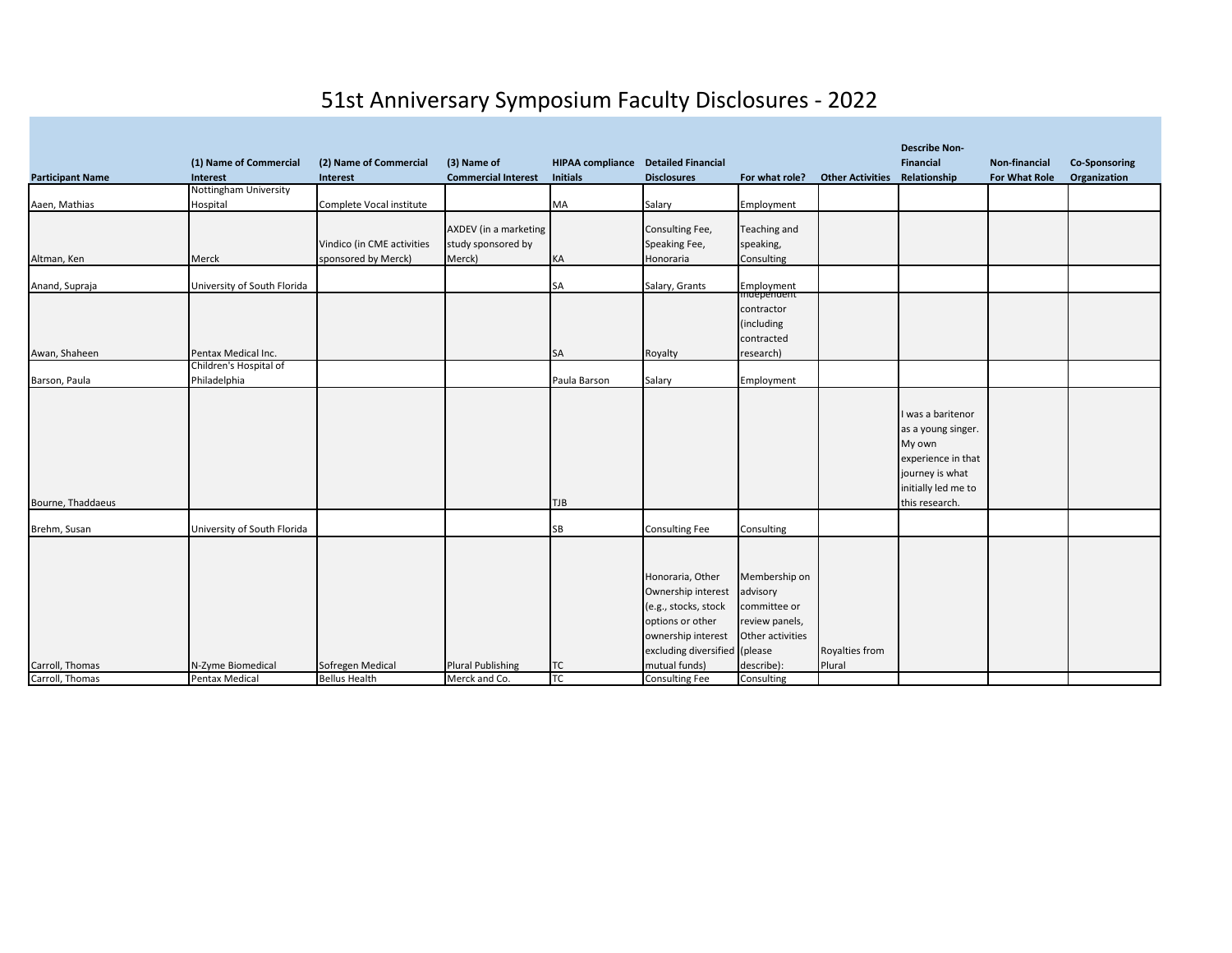# 51st Anniversary Symposium Faculty Disclosures - 2022

| Participant Name | (1) Name of Commercial Interest | (2) Name of Commercial Interest | (3) Name of Commercial Interest | HIPAA compliance Initials | Detailed Financial Disclosures | For what role? | Other Activities | Describe Non-Financial Relationship | Non-financial For What Role | Co-Sponsoring Organization |
|---|---|---|---|---|---|---|---|---|---|---|
| Aaen, Mathias | Nottingham University Hospital | Complete Vocal institute | | MA | Salary | Employment | | | | |
| Altman, Ken | Merck | Vindico (in CME activities sponsored by Merck) | AXDEV (in a marketing study sponsored by Merck) | KA | Consulting Fee, Speaking Fee, Honoraria | Teaching and speaking, Consulting | | | | |
| Anand, Supraja | University of South Florida | | | SA | Salary, Grants | Employment | | | | |
| Awan, Shaheen | Pentax Medical Inc. | | | SA | Royalty | Independent contractor (including contracted research) | | | | |
| Barson, Paula | Children's Hospital of Philadelphia | | | Paula Barson | Salary | Employment | | | | |
| Bourne, Thaddaeus | | | | TJB | | | | I was a baritenor as a young singer. My own experience in that journey is what initially led me to this research. | | |
| Brehm, Susan | University of South Florida | | | SB | Consulting Fee | Consulting | | | | |
| Carroll, Thomas | N-Zyme Biomedical | Sofregen Medical | Plural Publishing | TC | Honoraria, Other Ownership interest (e.g., stocks, stock options or other ownership interest excluding diversified mutual funds) | Membership on advisory committee or review panels, Other activities (please describe): | Royalties from Plural | | | |
| Carroll, Thomas | Pentax Medical | Bellus Health | Merck and Co. | TC | Consulting Fee | Consulting | | | | |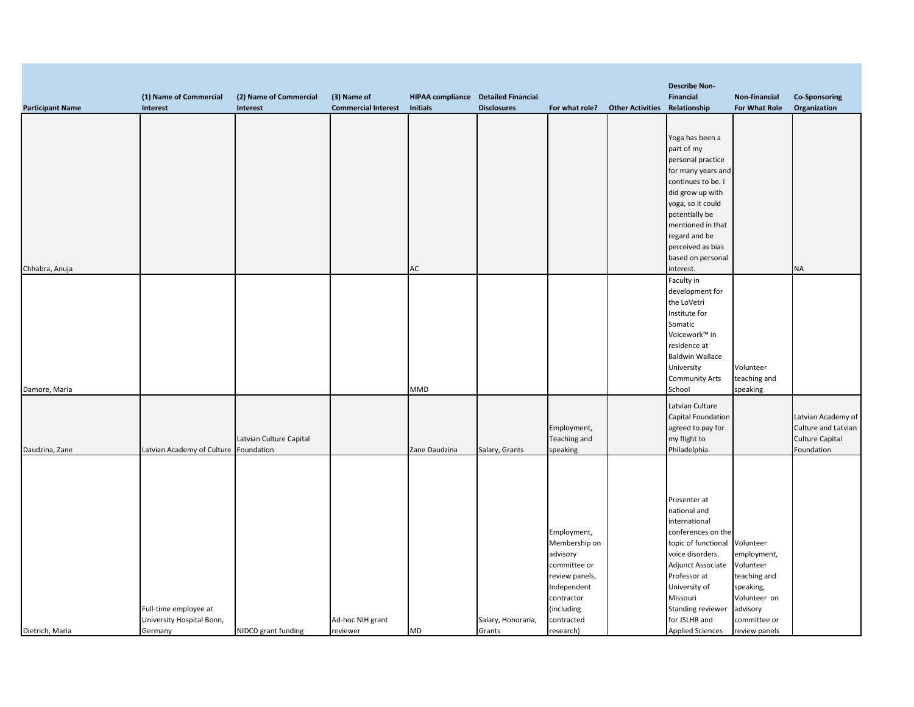| Participant Name | (1) Name of Commercial Interest | (2) Name of Commercial Interest | (3) Name of Commercial Interest | HIPAA compliance Initials | Detailed Financial Disclosures | For what role? | Other Activities | Describe Non-Financial Relationship | Non-financial For What Role | Co-Sponsoring Organization |
|---|---|---|---|---|---|---|---|---|---|---|
| Chhabra, Anuja | | | | AC | | | | Yoga has been a part of my personal practice for many years and continues to be. I did grow up with yoga, so it could potentially be mentioned in that regard and be perceived as bias based on personal interest. | | NA |
| Damore, Maria | | | | MMD | | | | Faculty in development for the LoVetri Institute for Somatic Voicework™ in residence at Baldwin Wallace University Community Arts School | Volunteer teaching and speaking | |
| Daudzina, Zane | Latvian Academy of Culture | Latvian Culture Capital Foundation | | Zane Daudzina | Salary, Grants | Employment, Teaching and speaking | | Latvian Culture Capital Foundation agreed to pay for my flight to Philadelphia. | | Latvian Academy of Culture and Latvian Culture Capital Foundation |
| Dietrich, Maria | Full-time employee at University Hospital Bonn, Germany | NIDCD grant funding | Ad-hoc NIH grant reviewer | MD | Salary, Honoraria, Grants | Employment, Membership on advisory committee or review panels, Independent contractor (including contracted research) | | Presenter at national and international conferences on the topic of functional voice disorders. Adjunct Associate Professor at University of Missouri Standing reviewer for JSLHR and Applied Sciences | Volunteer employment, Volunteer teaching and speaking, Volunteer on advisory committee or review panels | |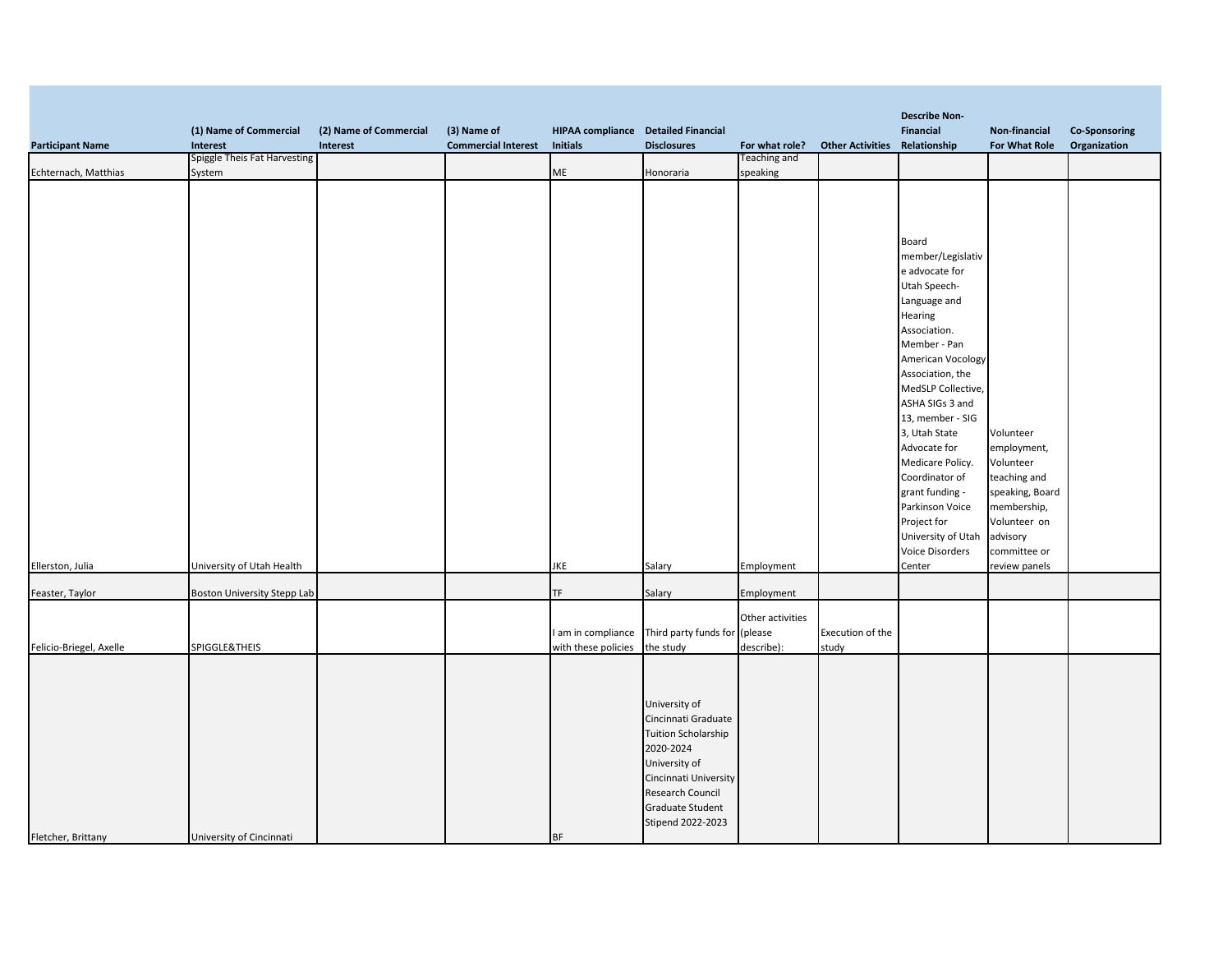| Participant Name | (1) Name of Commercial Interest | (2) Name of Commercial Interest | (3) Name of Commercial Interest | HIPAA compliance Initials | Detailed Financial Disclosures | For what role? | Other Activities | Describe Non-Financial Relationship | Non-financial For What Role | Co-Sponsoring Organization |
|---|---|---|---|---|---|---|---|---|---|---|
| Echternach, Matthias | Spiggle Theis Fat Harvesting System | | | ME | Honoraria | Teaching and speaking | | | | |
| Ellerston, Julia | University of Utah Health | | | JKE | Salary | Employment | | Board member/Legislative advocate for Utah Speech-Language and Hearing Association. Member - Pan American Vocology Association, the MedSLP Collective, ASHA SIGs 3 and 13, member - SIG 3, Utah State Advocate for Medicare Policy. Coordinator of grant funding - Parkinson Voice Project for University of Utah Voice Disorders Center | Volunteer employment, Volunteer teaching and speaking, Board membership, Volunteer on advisory committee or review panels | |
| Feaster, Taylor | Boston University Stepp Lab | | | TF | Salary | Employment | | | | |
| Felicio-Briegel, Axelle | SPIGGLE&THEIS | | | I am in compliance with these policies | Third party funds for the study | Other activities (please describe): | Execution of the study | | | |
| Fletcher, Brittany | University of Cincinnati | | | BF | University of Cincinnati Graduate Tuition Scholarship 2020-2024 University of Cincinnati University Research Council Graduate Student Stipend 2022-2023 | | | | | |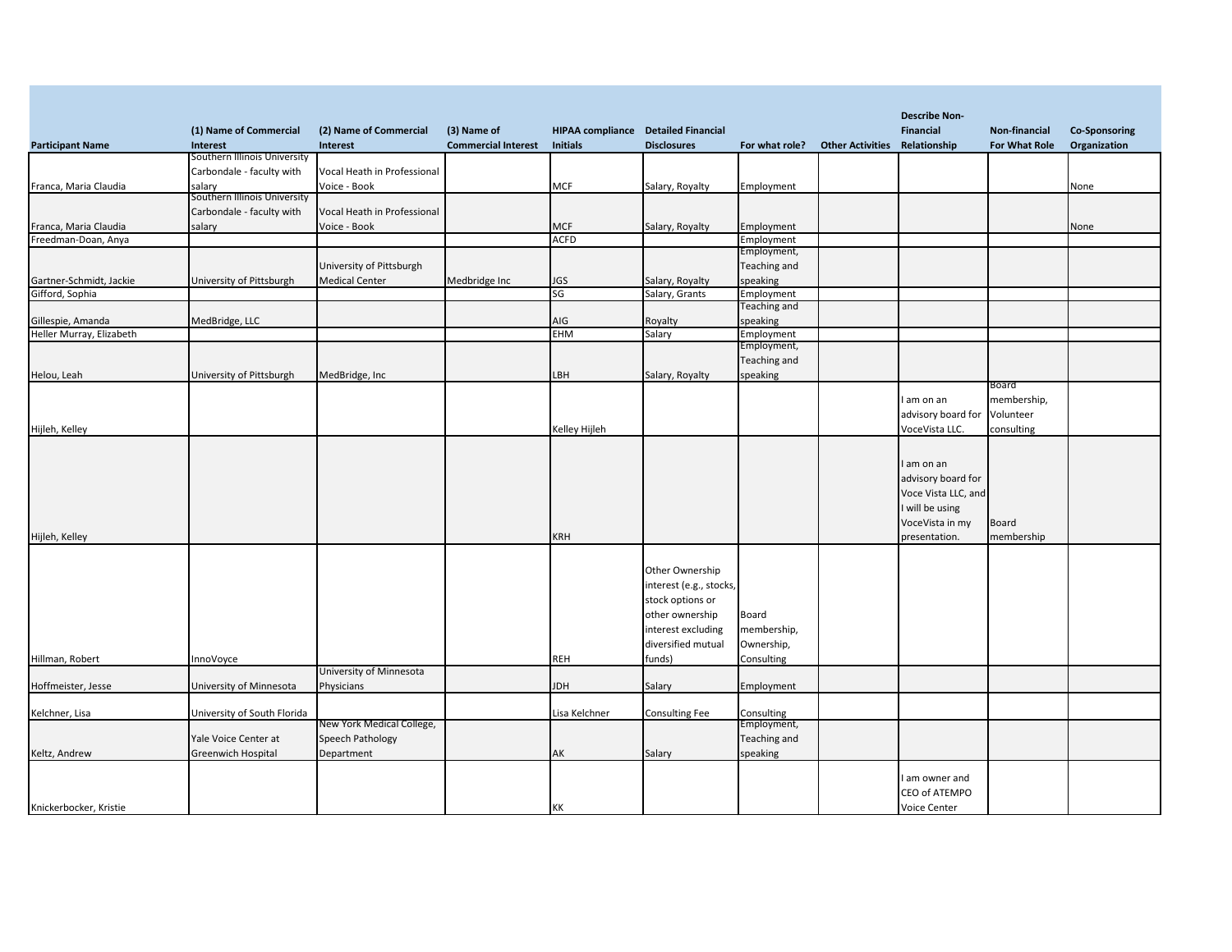| Participant Name | (1) Name of Commercial Interest | (2) Name of Commercial Interest | (3) Name of Commercial Interest | HIPAA compliance Initials | Detailed Financial Disclosures | For what role? | Other Activities | Describe Non-Financial Relationship | Non-financial For What Role | Co-Sponsoring Organization |
|---|---|---|---|---|---|---|---|---|---|---|
| Franca, Maria Claudia | Southern Illinois University Carbondale - faculty with salary | Vocal Heath in Professional Voice - Book | | MCF | Salary, Royalty | Employment | | | | None |
| Franca, Maria Claudia | Southern Illinois University Carbondale - faculty with salary | Vocal Heath in Professional Voice - Book | | MCF | Salary, Royalty | Employment | | | | None |
| Freedman-Doan, Anya | | | | ACFD | | Employment | | | | |
| Gartner-Schmidt, Jackie | University of Pittsburgh | University of Pittsburgh Medical Center | Medbridge Inc | JGS | Salary, Royalty | Employment, Teaching and speaking | | | | |
| Gifford, Sophia | | | | SG | Salary, Grants | Employment | | | | |
| Gillespie, Amanda | MedBridge, LLC | | | AIG | Royalty | Teaching and speaking | | | | |
| Heller Murray, Elizabeth | | | | EHM | Salary | Employment | | | | |
| Helou, Leah | University of Pittsburgh | MedBridge, Inc | | LBH | Salary, Royalty | Employment, Teaching and speaking | | | | |
| Hijleh, Kelley | | | | Kelley Hijleh | | | | I am on an advisory board for VoceVista LLC. | Board membership, Volunteer consulting | |
| Hijleh, Kelley | | | | KRH | | | | I am on an advisory board for Voce Vista LLC, and I will be using VoceVista in my presentation. | Board membership | |
| Hillman, Robert | InnoVoyce | | | REH | Other Ownership interest (e.g., stocks, stock options or other ownership interest excluding diversified mutual funds) | Board membership, Ownership, Consulting | | | | |
| Hoffmeister, Jesse | University of Minnesota | University of Minnesota Physicians | | JDH | Salary | Employment | | | | |
| Kelchner, Lisa | University of South Florida | | | Lisa Kelchner | Consulting Fee | Consulting | | | | |
| Keltz, Andrew | Yale Voice Center at Greenwich Hospital | New York Medical College, Speech Pathology Department | | AK | Salary | Employment, Teaching and speaking | | | | |
| Knickerbocker, Kristie | | | | KK | | | | I am owner and CEO of ATEMPO Voice Center | | |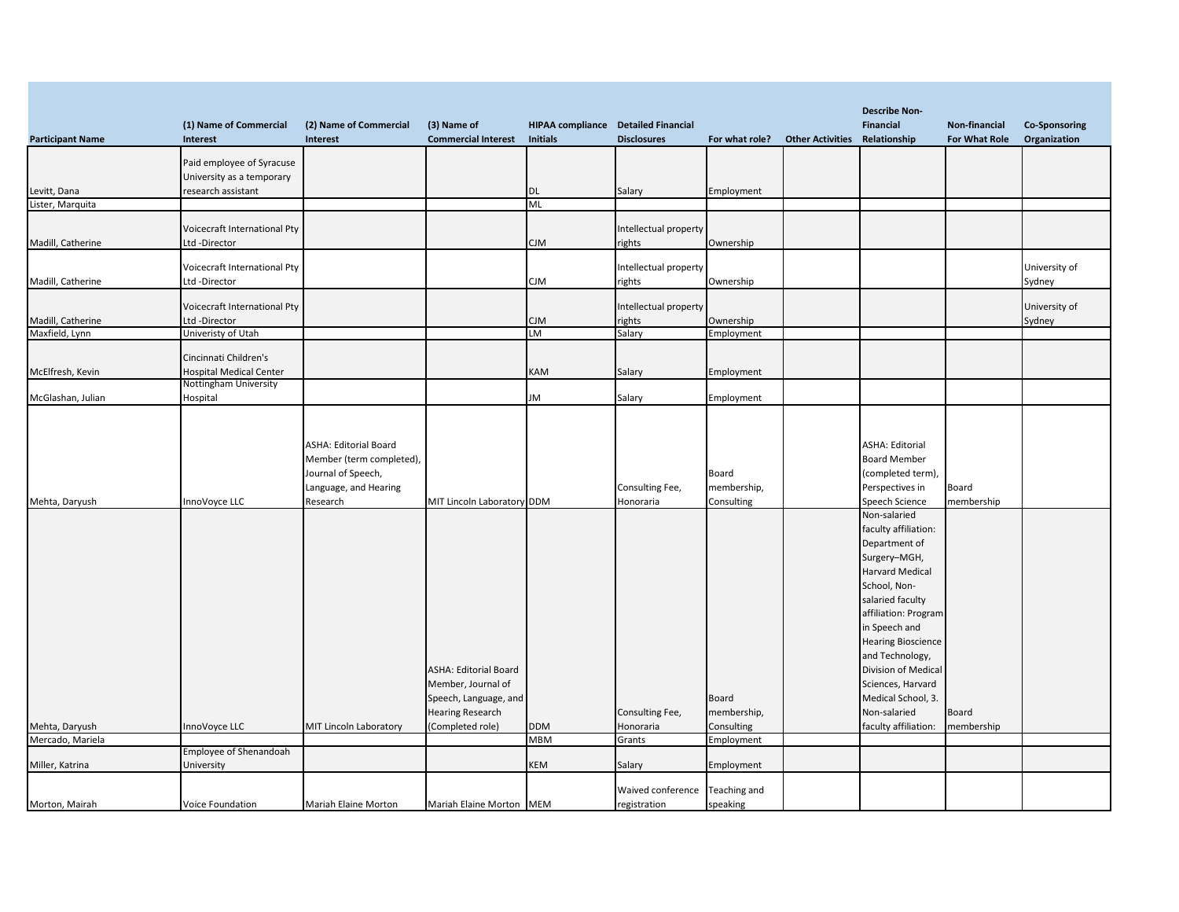| Participant Name | (1) Name of Commercial Interest | (2) Name of Commercial Interest | (3) Name of Commercial Interest | HIPAA compliance Initials | Detailed Financial Disclosures | For what role? | Other Activities | Describe Non-Financial Relationship | Non-financial For What Role | Co-Sponsoring Organization |
|---|---|---|---|---|---|---|---|---|---|---|
| Levitt, Dana | Paid employee of Syracuse University as a temporary research assistant | | | DL | Salary | Employment | | | | |
| Lister, Marquita | | | | ML | | | | | | |
| Madill, Catherine | Voicecraft International Pty Ltd -Director | | | CJM | Intellectual property rights | Ownership | | | | |
| Madill, Catherine | Voicecraft International Pty Ltd -Director | | | CJM | Intellectual property rights | Ownership | | | | University of Sydney |
| Madill, Catherine | Voicecraft International Pty Ltd -Director | | | CJM | Intellectual property rights | Ownership | | | | University of Sydney |
| Maxfield, Lynn | Univeristy of Utah | | | LM | Salary | Employment | | | | |
| McElfresh, Kevin | Cincinnati Children's Hospital Medical Center | | | KAM | Salary | Employment | | | | |
| McGlashan, Julian | Nottingham University Hospital | | | JM | Salary | Employment | | | | |
| Mehta, Daryush | InnoVoyce LLC | ASHA: Editorial Board Member (term completed), Journal of Speech, Language, and Hearing Research | MIT Lincoln Laboratory | DDM | Consulting Fee, Honoraria | Board membership, Consulting | | ASHA: Editorial Board Member (completed term), Perspectives in Speech Science | Board membership | |
| Mehta, Daryush | InnoVoyce LLC | MIT Lincoln Laboratory | ASHA: Editorial Board Member, Journal of Speech, Language, and Hearing Research (Completed role) | DDM | Consulting Fee, Honoraria | Board membership, Consulting | | Non-salaried faculty affiliation: Department of Surgery–MGH, Harvard Medical School, Non-salaried faculty affiliation: Program in Speech and Hearing Bioscience and Technology, Division of Medical Sciences, Harvard Medical School, 3. Non-salaried faculty affiliation: | Board membership | |
| Mercado, Mariela | | | | MBM | Grants | Employment | | | | |
| Miller, Katrina | Employee of Shenandoah University | | | KEM | Salary | Employment | | | | |
| Morton, Mairah | Voice Foundation | Mariah Elaine Morton | Mariah Elaine Morton | MEM | Waived conference registration | Teaching and speaking | | | | |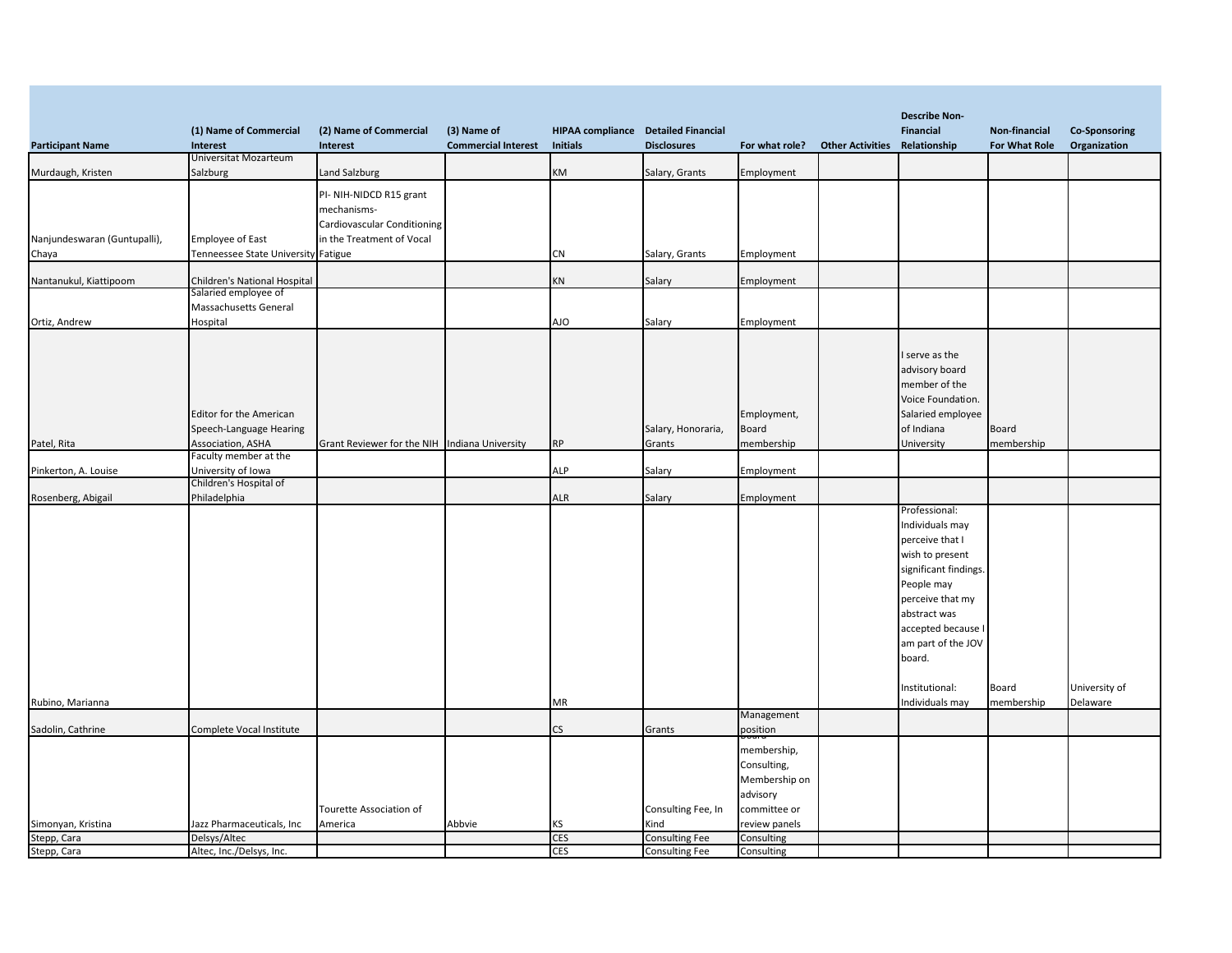| Participant Name | (1) Name of Commercial Interest | (2) Name of Commercial Interest | (3) Name of Commercial Interest | HIPAA compliance Initials | Detailed Financial Disclosures | For what role? | Other Activities | Describe Non-Financial Relationship | Non-financial For What Role | Co-Sponsoring Organization |
|---|---|---|---|---|---|---|---|---|---|---|
| Murdaugh, Kristen | Universitat Mozarteum Salzburg | Land Salzburg | | KM | Salary, Grants | Employment | | | | |
| Nanjundeswaran (Guntupalli), Chaya | Employee of East Tennessee State University | PI- NIH-NIDCD R15 grant mechanisms- Cardiovascular Conditioning in the Treatment of Vocal Fatigue | | CN | Salary, Grants | Employment | | | | |
| Nantanukul, Kiattipoom | Children's National Hospital | | | KN | Salary | Employment | | | | |
| Ortiz, Andrew | Salaried employee of Massachusetts General Hospital | | | AJO | Salary | Employment | | | | |
| Patel, Rita | Editor for the American Speech-Language Hearing Association, ASHA | Grant Reviewer for the NIH | Indiana University | RP | Salary, Honoraria, Grants | Employment, Board membership | | I serve as the advisory board member of the Voice Foundation. Salaried employee of Indiana University | Board membership | |
| Pinkerton, A. Louise | Faculty member at the University of Iowa | | | ALP | Salary | Employment | | | | |
| Rosenberg, Abigail | Children's Hospital of Philadelphia | | | ALR | Salary | Employment | | | | |
| Rubino, Marianna | | | | MR | | | | Professional: Individuals may perceive that I wish to present significant findings. People may perceive that my abstract was accepted because I am part of the JOV board. Institutional: Individuals may | Board membership | University of Delaware |
| Sadolin, Cathrine | Complete Vocal Institute | | | CS | Grants | Management position | | | | |
| Simonyan, Kristina | Jazz Pharmaceuticals, Inc | Tourette Association of America | Abbvie | KS | Consulting Fee, In Kind | Board membership, Consulting, Membership on advisory committee or review panels | | | | |
| Stepp, Cara | Delsys/Altec | | | CES | Consulting Fee | Consulting | | | | |
| Stepp, Cara | Altec, Inc./Delsys, Inc. | | | CES | Consulting Fee | Consulting | | | | |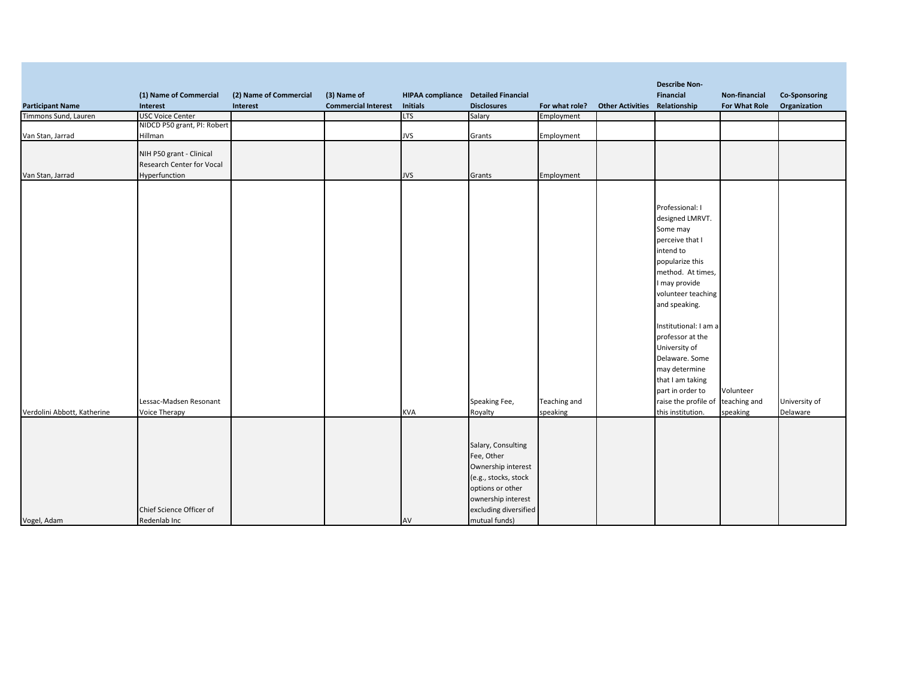| Participant Name | (1) Name of Commercial Interest | (2) Name of Commercial Interest | (3) Name of Commercial Interest | HIPAA compliance Initials | Detailed Financial Disclosures | For what role? | Other Activities | Describe Non-Financial Relationship | Non-financial For What Role | Co-Sponsoring Organization |
|---|---|---|---|---|---|---|---|---|---|---|
| Timmons Sund, Lauren | USC Voice Center | | | LTS | Salary | Employment | | | | |
| Van Stan, Jarrad | NIDCD P50 grant, PI: Robert Hillman | | | JVS | Grants | Employment | | | | |
| Van Stan, Jarrad | NIH P50 grant - Clinical Research Center for Vocal Hyperfunction | | | JVS | Grants | Employment | | | | |
| Verdolini Abbott, Katherine | Lessac-Madsen Resonant Voice Therapy | | | KVA | Speaking Fee, Royalty | Teaching and speaking | | Professional: I designed LMRVT. Some may perceive that I intend to popularize this method. At times, I may provide volunteer teaching and speaking. Institutional: I am a professor at the University of Delaware. Some may determine that I am taking part in order to raise the profile of this institution. | Volunteer teaching and speaking | University of Delaware |
| Vogel, Adam | Chief Science Officer of Redenlab Inc | | | AV | Salary, Consulting Fee, Other Ownership interest (e.g., stocks, stock options or other ownership interest excluding diversified mutual funds) | | | | | |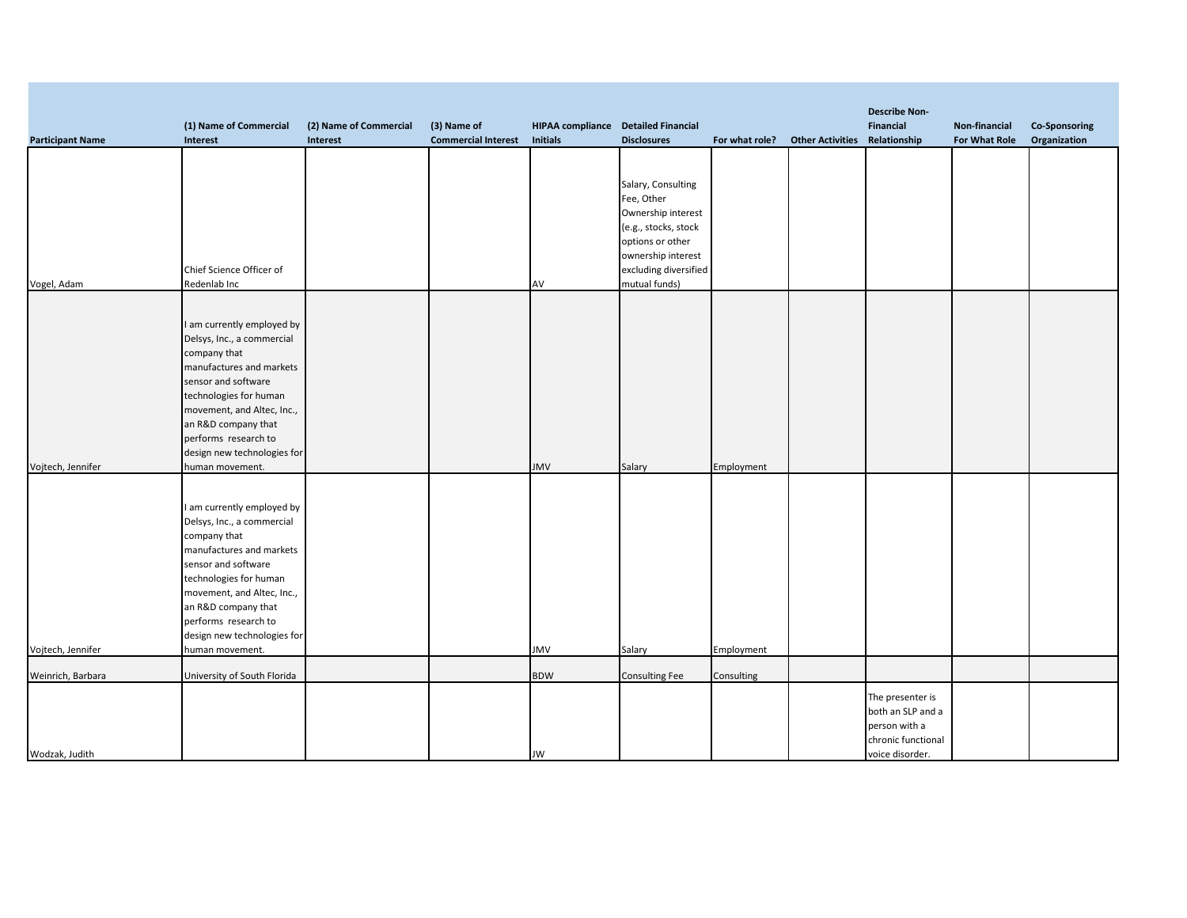| Participant Name | (1) Name of Commercial Interest | (2) Name of Commercial Interest | (3) Name of Commercial Interest | HIPAA compliance Initials | Detailed Financial Disclosures | For what role? | Other Activities | Describe Non-Financial Relationship | Non-financial For What Role | Co-Sponsoring Organization |
|---|---|---|---|---|---|---|---|---|---|---|
| Vogel, Adam | Chief Science Officer of Redenlab Inc | | | AV | Salary, Consulting Fee, Other Ownership interest (e.g., stocks, stock options or other ownership interest excluding diversified mutual funds) | | | | | |
| Vojtech, Jennifer | I am currently employed by Delsys, Inc., a commercial company that manufactures and markets sensor and software technologies for human movement, and Altec, Inc., an R&D company that performs research to design new technologies for human movement. | | | JMV | Salary | Employment | | | | |
| Vojtech, Jennifer | I am currently employed by Delsys, Inc., a commercial company that manufactures and markets sensor and software technologies for human movement, and Altec, Inc., an R&D company that performs research to design new technologies for human movement. | | | JMV | Salary | Employment | | | | |
| Weinrich, Barbara | University of South Florida | | | BDW | Consulting Fee | Consulting | | | | |
| Wodzak, Judith | | | | JW | | | | The presenter is both an SLP and a person with a chronic functional voice disorder. | | |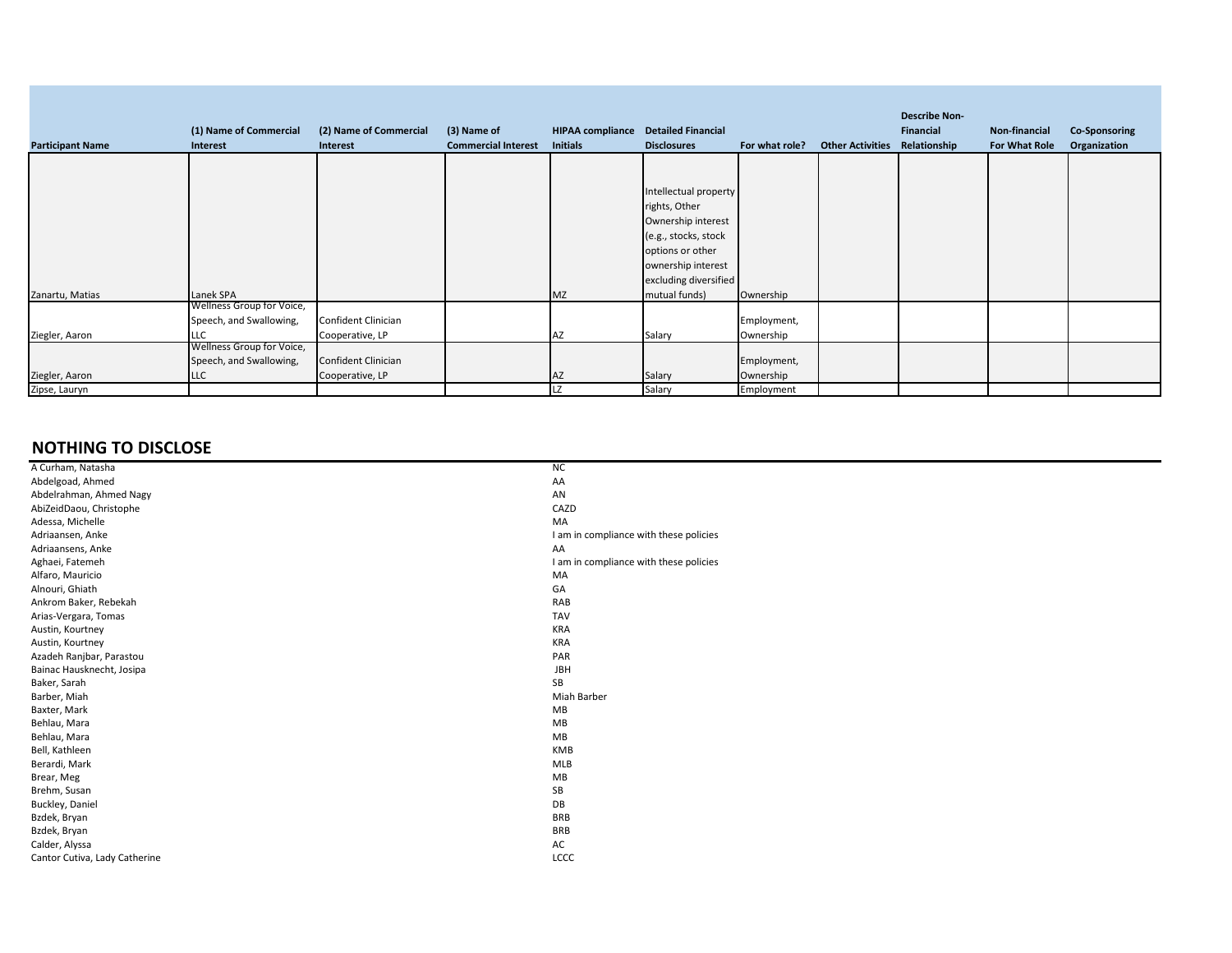| Participant Name | (1) Name of Commercial Interest | (2) Name of Commercial Interest | (3) Name of Commercial Interest | HIPAA compliance Initials | Detailed Financial Disclosures | For what role? | Other Activities | Describe Non-Financial Relationship | Non-financial For What Role | Co-Sponsoring Organization |
|---|---|---|---|---|---|---|---|---|---|---|
| Zanartu, Matias | Lanek SPA | | | MZ | Intellectual property rights, Other Ownership interest (e.g., stocks, stock options or other ownership interest excluding diversified mutual funds) | Ownership | | | | |
| Ziegler, Aaron | Wellness Group for Voice, Speech, and Swallowing, LLC | Confident Clinician Cooperative, LP | | AZ | Salary | Employment, Ownership | | | | |
| Ziegler, Aaron | Wellness Group for Voice, Speech, and Swallowing, LLC | Confident Clinician Cooperative, LP | | AZ | Salary | Employment, Ownership | | | | |
| Zipse, Lauryn | | | | LZ | Salary | Employment | | | | |

## NOTHING TO DISCLOSE

| Name | Initials |
|---|---|
| A Curham, Natasha | NC |
| Abdelgoad, Ahmed | AA |
| Abdelrahman, Ahmed Nagy | AN |
| AbiZeidDaou, Christophe | CAZD |
| Adessa, Michelle | MA |
| Adriaansen, Anke | I am in compliance with these policies |
| Adriaansens, Anke | AA |
| Aghaei, Fatemeh | I am in compliance with these policies |
| Alfaro, Mauricio | MA |
| Alnouri, Ghiath | GA |
| Ankrom Baker, Rebekah | RAB |
| Arias-Vergara, Tomas | TAV |
| Austin, Kourtney | KRA |
| Austin, Kourtney | KRA |
| Azadeh Ranjbar, Parastou | PAR |
| Bainac Hausknecht, Josipa | JBH |
| Baker, Sarah | SB |
| Barber, Miah | Miah Barber |
| Baxter, Mark | MB |
| Behlau, Mara | MB |
| Behlau, Mara | MB |
| Bell, Kathleen | KMB |
| Berardi, Mark | MLB |
| Brear, Meg | MB |
| Brehm, Susan | SB |
| Buckley, Daniel | DB |
| Bzdek, Bryan | BRB |
| Bzdek, Bryan | BRB |
| Calder, Alyssa | AC |
| Cantor Cutiva, Lady Catherine | LCCC |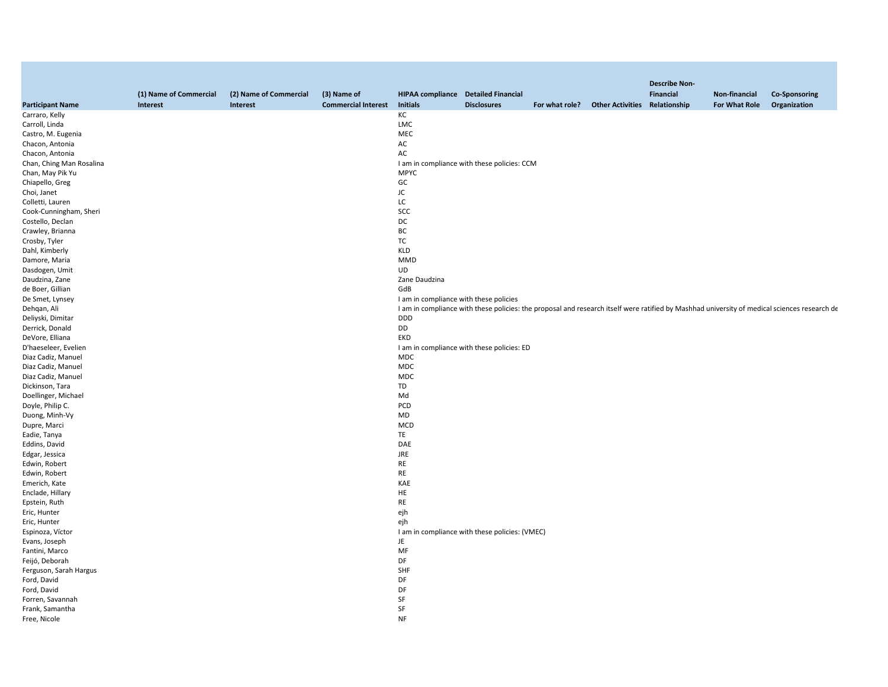| Participant Name | (1) Name of Commercial Interest | (2) Name of Commercial Interest | (3) Name of Commercial Interest | HIPAA compliance Initials | Detailed Financial Disclosures | For what role? | Other Activities | Describe Non-Financial Relationship | Non-financial For What Role | Co-Sponsoring Organization |
|---|---|---|---|---|---|---|---|---|---|---|
| Carraro, Kelly | | | | KC | | | | | | |
| Carroll, Linda | | | | LMC | | | | | | |
| Castro, M. Eugenia | | | | MEC | | | | | | |
| Chacon, Antonia | | | | AC | | | | | | |
| Chacon, Antonia | | | | AC | | | | | | |
| Chan, Ching Man Rosalina | | | | I am in compliance with these policies: CCM | | | | | | |
| Chan, May Pik Yu | | | | MPYC | | | | | | |
| Chiapello, Greg | | | | GC | | | | | | |
| Choi, Janet | | | | JC | | | | | | |
| Colletti, Lauren | | | | LC | | | | | | |
| Cook-Cunningham, Sheri | | | | SCC | | | | | | |
| Costello, Declan | | | | DC | | | | | | |
| Crawley, Brianna | | | | BC | | | | | | |
| Crosby, Tyler | | | | TC | | | | | | |
| Dahl, Kimberly | | | | KLD | | | | | | |
| Damore, Maria | | | | MMD | | | | | | |
| Dasdogen, Umit | | | | UD | | | | | | |
| Daudzina, Zane | | | | Zane Daudzina | | | | | | |
| de Boer, Gillian | | | | GdB | | | | | | |
| De Smet, Lynsey | | | | I am in compliance with these policies | | | | | | |
| Dehqan, Ali | | | | I am in compliance with these policies: the proposal and research itself were ratified by Mashhad university of medical sciences research de | | | | | | |
| Deliyski, Dimitar | | | | DDD | | | | | | |
| Derrick, Donald | | | | DD | | | | | | |
| DeVore, Elliana | | | | EKD | | | | | | |
| D'haeseleer, Evelien | | | | I am in compliance with these policies: ED | | | | | | |
| Diaz Cadiz, Manuel | | | | MDC | | | | | | |
| Diaz Cadiz, Manuel | | | | MDC | | | | | | |
| Diaz Cadiz, Manuel | | | | MDC | | | | | | |
| Dickinson, Tara | | | | TD | | | | | | |
| Doellinger, Michael | | | | Md | | | | | | |
| Doyle, Philip C. | | | | PCD | | | | | | |
| Duong, Minh-Vy | | | | MD | | | | | | |
| Dupre, Marci | | | | MCD | | | | | | |
| Eadie, Tanya | | | | TE | | | | | | |
| Eddins, David | | | | DAE | | | | | | |
| Edgar, Jessica | | | | JRE | | | | | | |
| Edwin, Robert | | | | RE | | | | | | |
| Edwin, Robert | | | | RE | | | | | | |
| Emerich, Kate | | | | KAE | | | | | | |
| Enclade, Hillary | | | | HE | | | | | | |
| Epstein, Ruth | | | | RE | | | | | | |
| Eric, Hunter | | | | ejh | | | | | | |
| Eric, Hunter | | | | ejh | | | | | | |
| Espinoza, Víctor | | | | I am in compliance with these policies: (VMEC) | | | | | | |
| Evans, Joseph | | | | JE | | | | | | |
| Fantini, Marco | | | | MF | | | | | | |
| Feijó, Deborah | | | | DF | | | | | | |
| Ferguson, Sarah Hargus | | | | SHF | | | | | | |
| Ford, David | | | | DF | | | | | | |
| Ford, David | | | | DF | | | | | | |
| Forren, Savannah | | | | SF | | | | | | |
| Frank, Samantha | | | | SF | | | | | | |
| Free, Nicole | | | | NF | | | | | | |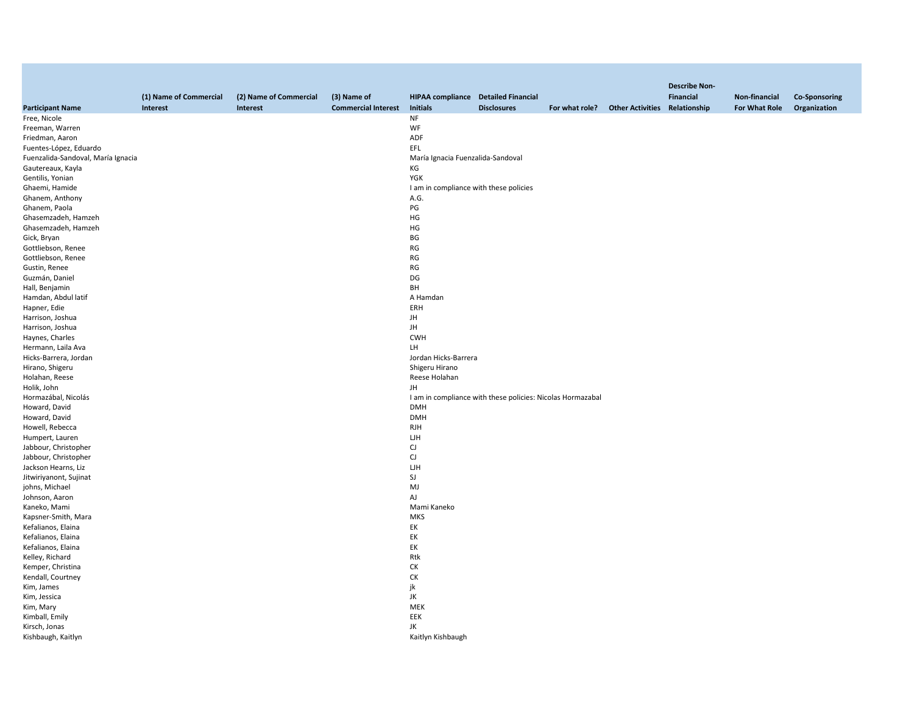| Participant Name | (1) Name of Commercial Interest | (2) Name of Commercial Interest | (3) Name of Commercial Interest | HIPAA compliance Initials | Detailed Financial Disclosures | For what role? | Other Activities | Describe Non-Financial Relationship | Non-financial For What Role | Co-Sponsoring Organization |
|---|---|---|---|---|---|---|---|---|---|---|
| Free, Nicole | | | | NF | | | | | | |
| Freeman, Warren | | | | WF | | | | | | |
| Friedman, Aaron | | | | ADF | | | | | | |
| Fuentes-López, Eduardo | | | | EFL | | | | | | |
| Fuenzalida-Sandoval, María Ignacia | | | | María Ignacia Fuenzalida-Sandoval | | | | | | |
| Gautereaux, Kayla | | | | KG | | | | | | |
| Gentilis, Yonian | | | | YGK | | | | | | |
| Ghaemi, Hamide | | | | I am in compliance with these policies | | | | | | |
| Ghanem, Anthony | | | | A.G. | | | | | | |
| Ghanem, Paola | | | | PG | | | | | | |
| Ghasemzadeh, Hamzeh | | | | HG | | | | | | |
| Ghasemzadeh, Hamzeh | | | | HG | | | | | | |
| Gick, Bryan | | | | BG | | | | | | |
| Gottliebson, Renee | | | | RG | | | | | | |
| Gottliebson, Renee | | | | RG | | | | | | |
| Gustin, Renee | | | | RG | | | | | | |
| Guzmán, Daniel | | | | DG | | | | | | |
| Hall, Benjamin | | | | BH | | | | | | |
| Hamdan, Abdul latif | | | | A Hamdan | | | | | | |
| Hapner, Edie | | | | ERH | | | | | | |
| Harrison, Joshua | | | | JH | | | | | | |
| Harrison, Joshua | | | | JH | | | | | | |
| Haynes, Charles | | | | CWH | | | | | | |
| Hermann, Laila Ava | | | | LH | | | | | | |
| Hicks-Barrera, Jordan | | | | Jordan Hicks-Barrera | | | | | | |
| Hirano, Shigeru | | | | Shigeru Hirano | | | | | | |
| Holahan, Reese | | | | Reese Holahan | | | | | | |
| Holik, John | | | | JH | | | | | | |
| Hormazábal, Nicolás | | | | I am in compliance with these policies: Nicolas Hormazabal | | | | | | |
| Howard, David | | | | DMH | | | | | | |
| Howard, David | | | | DMH | | | | | | |
| Howell, Rebecca | | | | RJH | | | | | | |
| Humpert, Lauren | | | | LJH | | | | | | |
| Jabbour, Christopher | | | | CJ | | | | | | |
| Jabbour, Christopher | | | | CJ | | | | | | |
| Jackson Hearns, Liz | | | | LJH | | | | | | |
| Jitwiriyanont, Sujinat | | | | SJ | | | | | | |
| johns, Michael | | | | MJ | | | | | | |
| Johnson, Aaron | | | | AJ | | | | | | |
| Kaneko, Mami | | | | Mami Kaneko | | | | | | |
| Kapsner-Smith, Mara | | | | MKS | | | | | | |
| Kefalianos, Elaina | | | | EK | | | | | | |
| Kefalianos, Elaina | | | | EK | | | | | | |
| Kefalianos, Elaina | | | | EK | | | | | | |
| Kelley, Richard | | | | Rtk | | | | | | |
| Kemper, Christina | | | | CK | | | | | | |
| Kendall, Courtney | | | | CK | | | | | | |
| Kim, James | | | | jk | | | | | | |
| Kim, Jessica | | | | JK | | | | | | |
| Kim, Mary | | | | MEK | | | | | | |
| Kimball, Emily | | | | EEK | | | | | | |
| Kirsch, Jonas | | | | JK | | | | | | |
| Kishbaugh, Kaitlyn | | | | Kaitlyn Kishbaugh | | | | | | |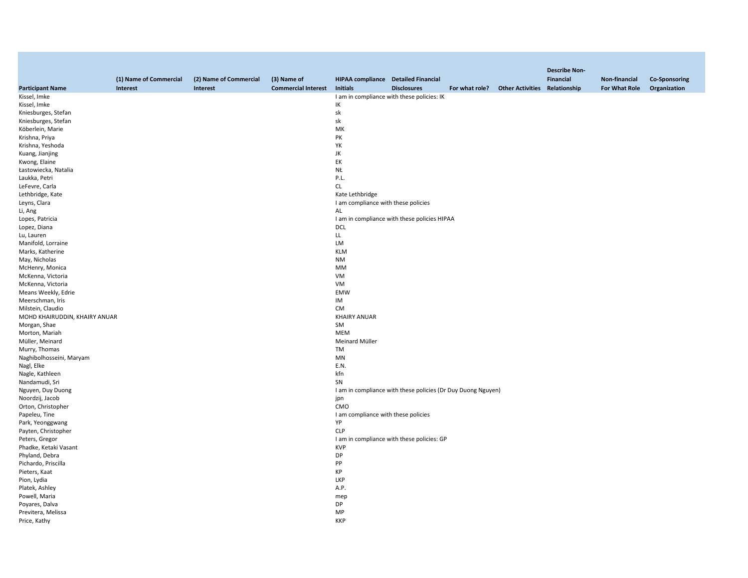| Participant Name | (1) Name of Commercial Interest | (2) Name of Commercial Interest | (3) Name of Commercial Interest | HIPAA compliance Initials | Detailed Financial Disclosures | For what role? | Other Activities | Describe Non-Financial Relationship | Non-financial For What Role | Co-Sponsoring Organization |
|---|---|---|---|---|---|---|---|---|---|---|
| Kissel, Imke | | | | I am in compliance with these policies: IK | | | | | | |
| Kissel, Imke | | | | IK | | | | | | |
| Kniesburges, Stefan | | | | sk | | | | | | |
| Kniesburges, Stefan | | | | sk | | | | | | |
| Köberlein, Marie | | | | MK | | | | | | |
| Krishna, Priya | | | | PK | | | | | | |
| Krishna, Yeshoda | | | | YK | | | | | | |
| Kuang, Jianjing | | | | JK | | | | | | |
| Kwong, Elaine | | | | EK | | | | | | |
| Łastowiecka, Natalia | | | | NŁ | | | | | | |
| Laukka, Petri | | | | P.L. | | | | | | |
| LeFevre, Carla | | | | CL | | | | | | |
| Lethbridge, Kate | | | | Kate Lethbridge | | | | | | |
| Leyns, Clara | | | | I am compliance with these policies | | | | | | |
| Li, Ang | | | | AL | | | | | | |
| Lopes, Patricia | | | | I am in compliance with these policies HIPAA | | | | | | |
| Lopez, Diana | | | | DCL | | | | | | |
| Lu, Lauren | | | | LL | | | | | | |
| Manifold, Lorraine | | | | LM | | | | | | |
| Marks, Katherine | | | | KLM | | | | | | |
| May, Nicholas | | | | NM | | | | | | |
| McHenry, Monica | | | | MM | | | | | | |
| McKenna, Victoria | | | | VM | | | | | | |
| McKenna, Victoria | | | | VM | | | | | | |
| Means Weekly, Edrie | | | | EMW | | | | | | |
| Meerschman, Iris | | | | IM | | | | | | |
| Milstein, Claudio | | | | CM | | | | | | |
| MOHD KHAIRUDDIN, KHAIRY ANUAR | | | | KHAIRY ANUAR | | | | | | |
| Morgan, Shae | | | | SM | | | | | | |
| Morton, Mariah | | | | MEM | | | | | | |
| Müller, Meinard | | | | Meinard Müller | | | | | | |
| Murry, Thomas | | | | TM | | | | | | |
| Naghibolhosseini, Maryam | | | | MN | | | | | | |
| Nagl, Elke | | | | E.N. | | | | | | |
| Nagle, Kathleen | | | | kfn | | | | | | |
| Nandamudi, Sri | | | | SN | | | | | | |
| Nguyen, Duy Duong | | | | I am in compliance with these policies (Dr Duy Duong Nguyen) | | | | | | |
| Noordzij, Jacob | | | | jpn | | | | | | |
| Orton, Christopher | | | | CMO | | | | | | |
| Papeleu, Tine | | | | I am compliance with these policies | | | | | | |
| Park, Yeonggwang | | | | YP | | | | | | |
| Payten, Christopher | | | | CLP | | | | | | |
| Peters, Gregor | | | | I am in compliance with these policies: GP | | | | | | |
| Phadke, Ketaki Vasant | | | | KVP | | | | | | |
| Phyland, Debra | | | | DP | | | | | | |
| Pichardo, Priscilla | | | | PP | | | | | | |
| Pieters, Kaat | | | | KP | | | | | | |
| Pion, Lydia | | | | LKP | | | | | | |
| Platek, Ashley | | | | A.P. | | | | | | |
| Powell, Maria | | | | mep | | | | | | |
| Poyares, Dalva | | | | DP | | | | | | |
| Previtera, Melissa | | | | MP | | | | | | |
| Price, Kathy | | | | KKP | | | | | | |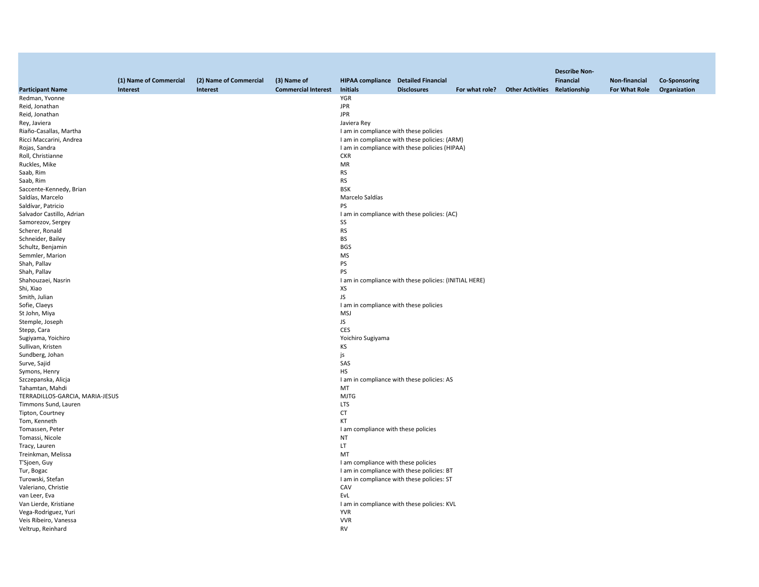| Participant Name | (1) Name of Commercial Interest | (2) Name of Commercial Interest | (3) Name of Commercial Interest | HIPAA compliance Initials | Detailed Financial Disclosures | For what role? | Other Activities | Describe Non-Financial Relationship | Non-financial For What Role | Co-Sponsoring Organization |
|---|---|---|---|---|---|---|---|---|---|---|
| Redman, Yvonne | | | | YGR | | | | | | |
| Reid, Jonathan | | | | JPR | | | | | | |
| Reid, Jonathan | | | | JPR | | | | | | |
| Rey, Javiera | | | | Javiera Rey | | | | | | |
| Riaño-Casallas, Martha | | | | I am in compliance with these policies | | | | | | |
| Ricci Maccarini, Andrea | | | | I am in compliance with these policies: (ARM) | | | | | | |
| Rojas, Sandra | | | | I am in compliance with these policies (HIPAA) | | | | | | |
| Roll, Christianne | | | | CKR | | | | | | |
| Ruckles, Mike | | | | MR | | | | | | |
| Saab, Rim | | | | RS | | | | | | |
| Saab, Rim | | | | RS | | | | | | |
| Saccente-Kennedy, Brian | | | | BSK | | | | | | |
| Saldías, Marcelo | | | | Marcelo Saldías | | | | | | |
| Saldívar, Patricio | | | | PS | | | | | | |
| Salvador Castillo, Adrian | | | | I am in compliance with these policies: (AC) | | | | | | |
| Samorezov, Sergey | | | | SS | | | | | | |
| Scherer, Ronald | | | | RS | | | | | | |
| Schneider, Bailey | | | | BS | | | | | | |
| Schultz, Benjamin | | | | BGS | | | | | | |
| Semmler, Marion | | | | MS | | | | | | |
| Shah, Pallav | | | | PS | | | | | | |
| Shah, Pallav | | | | PS | | | | | | |
| Shahouzaei, Nasrin | | | | I am in compliance with these policies: (INITIAL HERE) | | | | | | |
| Shi, Xiao | | | | XS | | | | | | |
| Smith, Julian | | | | JS | | | | | | |
| Sofie, Claeys | | | | I am in compliance with these policies | | | | | | |
| St John, Miya | | | | MSJ | | | | | | |
| Stemple, Joseph | | | | JS | | | | | | |
| Stepp, Cara | | | | CES | | | | | | |
| Sugiyama, Yoichiro | | | | Yoichiro Sugiyama | | | | | | |
| Sullivan, Kristen | | | | KS | | | | | | |
| Sundberg, Johan | | | | js | | | | | | |
| Surve, Sajid | | | | SAS | | | | | | |
| Symons, Henry | | | | HS | | | | | | |
| Szczepanska, Alicja | | | | I am in compliance with these policies: AS | | | | | | |
| Tahamtan, Mahdi | | | | MT | | | | | | |
| TERRADILLOS-GARCIA, MARIA-JESUS | | | | MJTG | | | | | | |
| Timmons Sund, Lauren | | | | LTS | | | | | | |
| Tipton, Courtney | | | | CT | | | | | | |
| Tom, Kenneth | | | | KT | | | | | | |
| Tomassen, Peter | | | | I am compliance with these policies | | | | | | |
| Tomassi, Nicole | | | | NT | | | | | | |
| Tracy, Lauren | | | | LT | | | | | | |
| Treinkman, Melissa | | | | MT | | | | | | |
| T'Sjoen, Guy | | | | I am compliance with these policies | | | | | | |
| Tur, Bogac | | | | I am in compliance with these policies: BT | | | | | | |
| Turowski, Stefan | | | | I am in compliance with these policies: ST | | | | | | |
| Valeriano, Christie | | | | CAV | | | | | | |
| van Leer, Eva | | | | EvL | | | | | | |
| Van Lierde, Kristiane | | | | I am in compliance with these policies: KVL | | | | | | |
| Vega-Rodriguez, Yuri | | | | YVR | | | | | | |
| Veis Ribeiro, Vanessa | | | | VVR | | | | | | |
| Veltrup, Reinhard | | | | RV | | | | | | |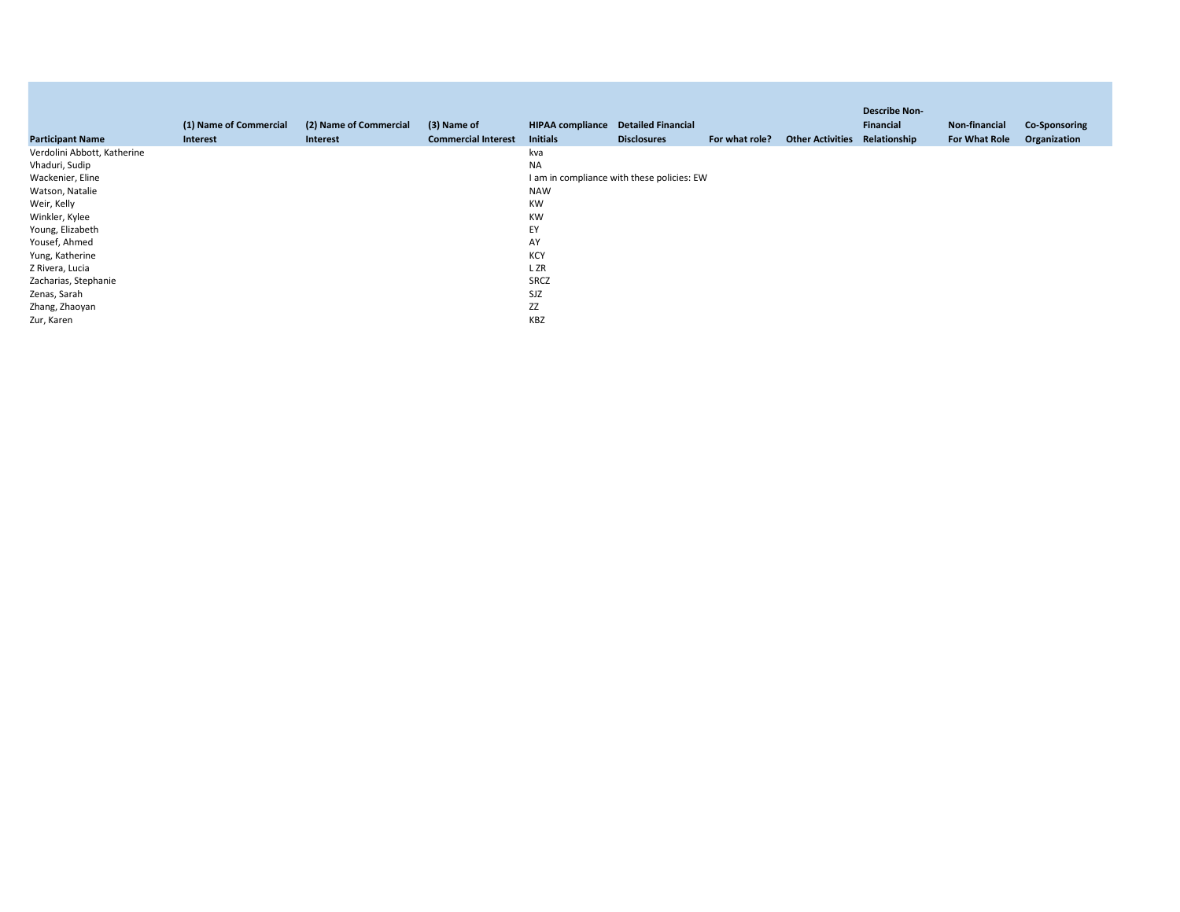| Participant Name | (1) Name of Commercial Interest | (2) Name of Commercial Interest | (3) Name of Commercial Interest | HIPAA compliance Initials | Detailed Financial Disclosures | For what role? | Other Activities | Describe Non-Financial Relationship | Non-financial For What Role | Co-Sponsoring Organization |
|---|---|---|---|---|---|---|---|---|---|---|
| Verdolini Abbott, Katherine | | | | kva | | | | | | |
| Vhaduri, Sudip | | | | NA | | | | | | |
| Wackenier, Eline | | | | I am in compliance with these policies: EW | | | | | | |
| Watson, Natalie | | | | NAW | | | | | | |
| Weir, Kelly | | | | KW | | | | | | |
| Winkler, Kylee | | | | KW | | | | | | |
| Young, Elizabeth | | | | EY | | | | | | |
| Yousef, Ahmed | | | | AY | | | | | | |
| Yung, Katherine | | | | KCY | | | | | | |
| Z Rivera, Lucia | | | | L ZR | | | | | | |
| Zacharias, Stephanie | | | | SRCZ | | | | | | |
| Zenas, Sarah | | | | SJZ | | | | | | |
| Zhang, Zhaoyan | | | | ZZ | | | | | | |
| Zur, Karen | | | | KBZ | | | | | | |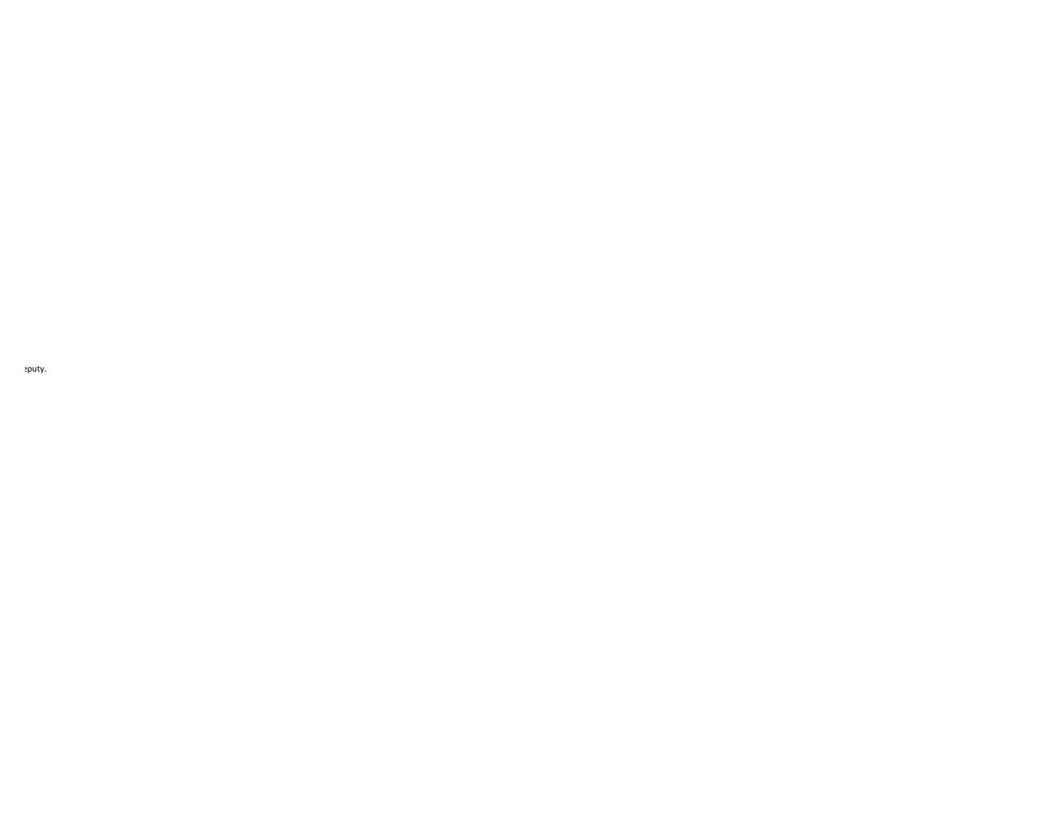:puty.